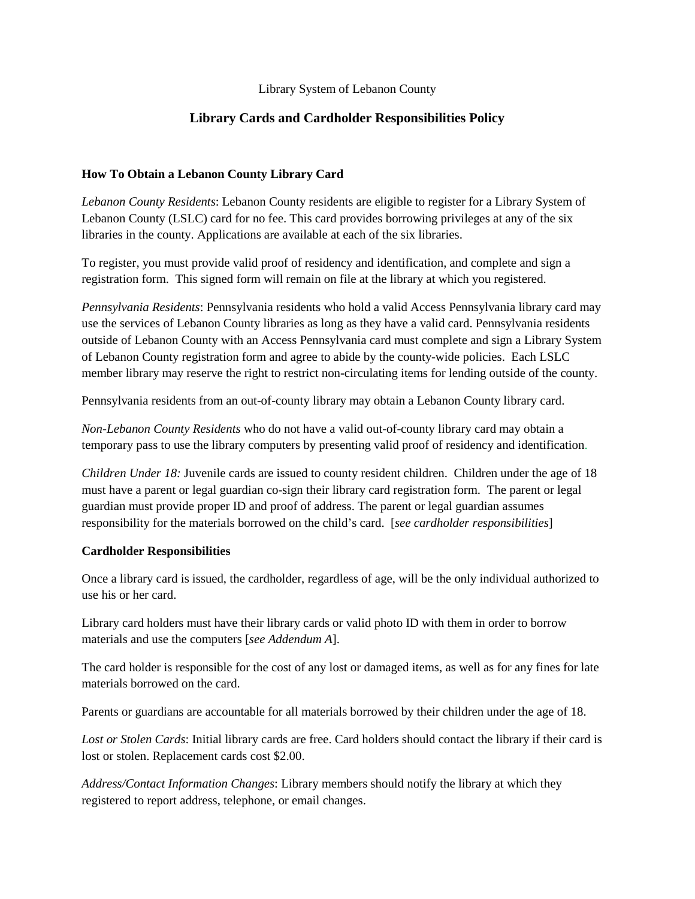Library System of Lebanon County

# Library Cards and Cardholder Responsibilities Policy

## How To Obtain a Lebanon County Library Card

*Lebanon County Residents*: Lebanon County residents are eligible to register for a Library System of Lebanon County (LSLC) card for no fee. This card provides borrowing privileges at any of the six libraries in the county. Applications are available at each of the six libraries.

To register, you must provide valid proof of residency and identification, and complete and sign a registration form. This signed form will remain on file at the library at which you registered.

*Pennsylvania Residents*: Pennsylvania residents who hold a valid Access Pennsylvania library card may use the services of Lebanon County libraries as long as they have a valid card. Pennsylvania residents outside of Lebanon County with an Access Pennsylvania card must complete and sign a Library System of Lebanon County registration form and agree to abide by the county-wide policies. Each LSLC member library may reserve the right to restrict non-circulating items for lending outside of the county.

Pennsylvania residents from an out-of-county library may obtain a Lebanon County library card.

*Non-Lebanon County Residents* who do not have a valid out-of-county library card may obtain a temporary pass to use the library computers by presenting valid proof of residency and identification.

*Children Under 18:* Juvenile cards are issued to county resident children. Children under the age of 18 must have a parent or legal guardian co-sign their library card registration form. The parent or legal guardian must provide proper ID and proof of address. The parent or legal guardian assumes responsibility for the materials borrowed on the child's card. [*see cardholder responsibilities*]

## Cardholder Responsibilities

Once a library card is issued, the cardholder, regardless of age, will be the only individual authorized to use his or her card.

Library card holders must have their library cards or valid photo ID with them in order to borrow materials and use the computers [*see Addendum A*].

The card holder is responsible for the cost of any lost or damaged items, as well as for any fines for late materials borrowed on the card.

Parents or guardians are accountable for all materials borrowed by their children under the age of 18.

*Lost or Stolen Cards*: Initial library cards are free. Card holders should contact the library if their card is lost or stolen. Replacement cards cost $2.00.

*Address/Contact Information Changes*: Library members should notify the library at which they registered to report address, telephone, or email changes.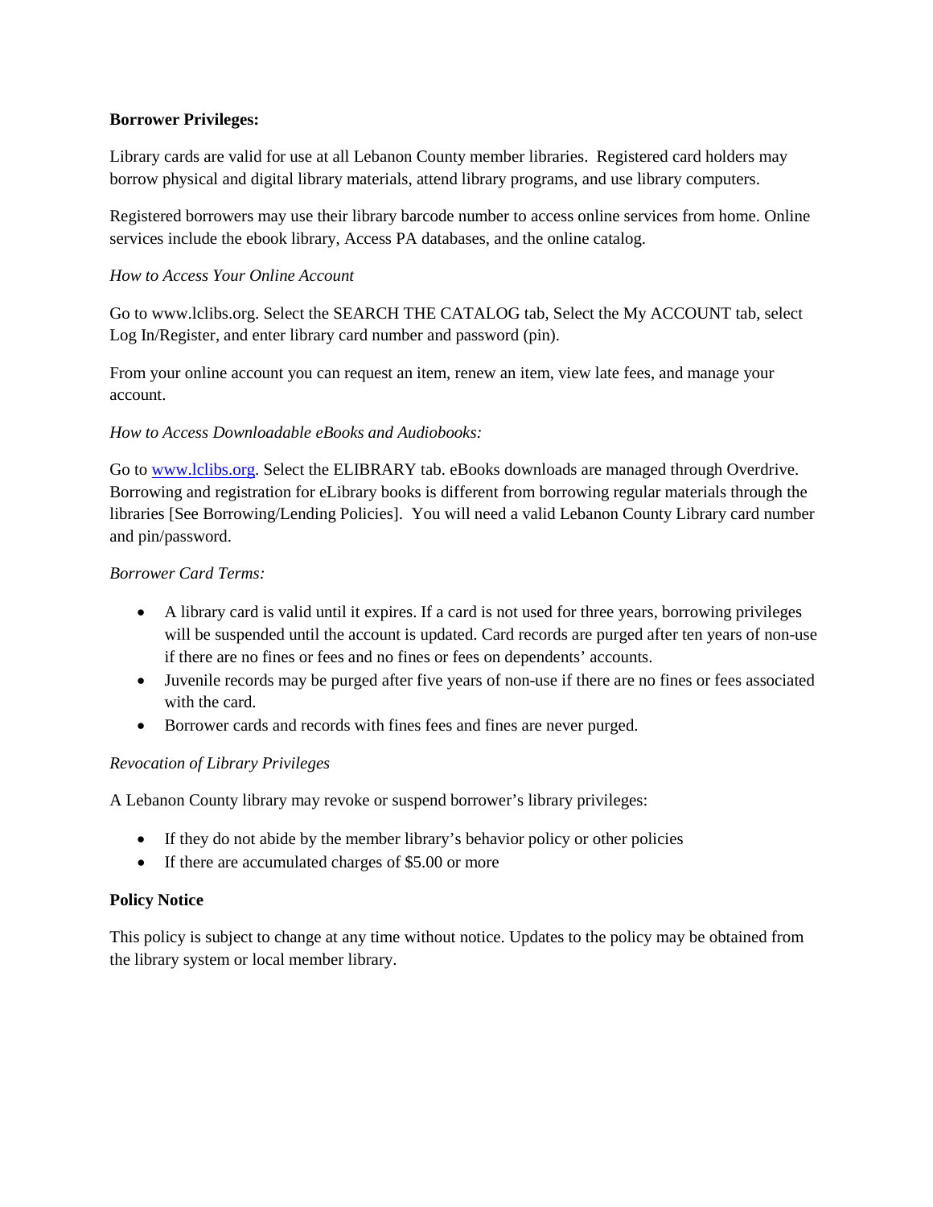**Borrower Privileges:**

Library cards are valid for use at all Lebanon County member libraries. Registered card holders may borrow physical and digital library materials, attend library programs, and use library computers.

Registered borrowers may use their library barcode number to access online services from home. Online services include the ebook library, Access PA databases, and the online catalog.

*How to Access Your Online Account*

Go to www.lclibs.org. Select the SEARCH THE CATALOG tab, Select the My ACCOUNT tab, select Log In/Register, and enter library card number and password (pin).

From your online account you can request an item, renew an item, view late fees, and manage your account.

*How to Access Downloadable eBooks and Audiobooks:*

Go to [www.lclibs.org](http://www.lclibs.org). Select the ELIBRARY tab. eBooks downloads are managed through Overdrive. Borrowing and registration for eLibrary books is different from borrowing regular materials through the libraries [See Borrowing/Lending Policies]. You will need a valid Lebanon County Library card number and pin/password.

*Borrower Card Terms:*

- A library card is valid until it expires. If a card is not used for three years, borrowing privileges will be suspended until the account is updated. Card records are purged after ten years of non-use if there are no fines or fees and no fines or fees on dependents' accounts.
- Juvenile records may be purged after five years of non-use if there are no fines or fees associated with the card.
- Borrower cards and records with fines fees and fines are never purged.

*Revocation of Library Privileges*

A Lebanon County library may revoke or suspend borrower's library privileges:

- If they do not abide by the member library's behavior policy or other policies
- If there are accumulated charges of $5.00 or more

**Policy Notice**

This policy is subject to change at any time without notice. Updates to the policy may be obtained from the library system or local member library.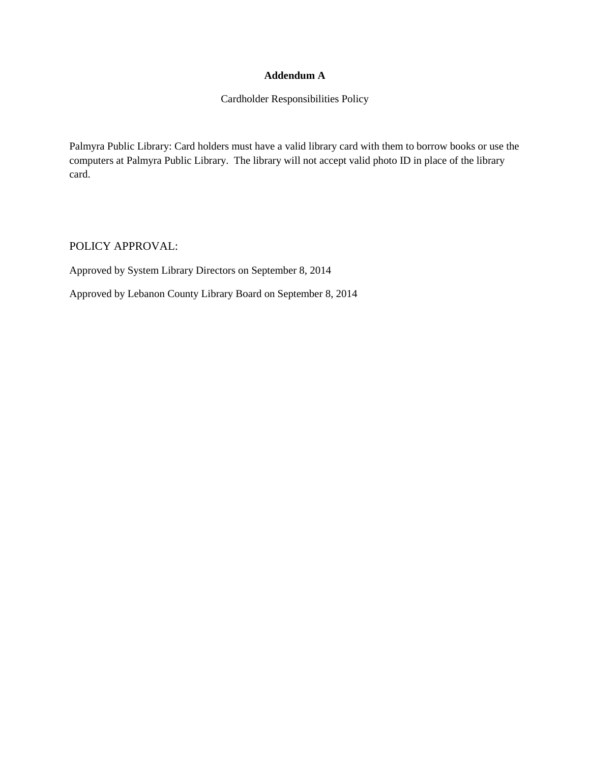**Addendum A**

Cardholder Responsibilities Policy

Palmyra Public Library: Card holders must have a valid library card with them to borrow books or use the computers at Palmyra Public Library. The library will not accept valid photo ID in place of the library card.

POLICY APPROVAL:

Approved by System Library Directors on September 8, 2014

Approved by Lebanon County Library Board on September 8, 2014